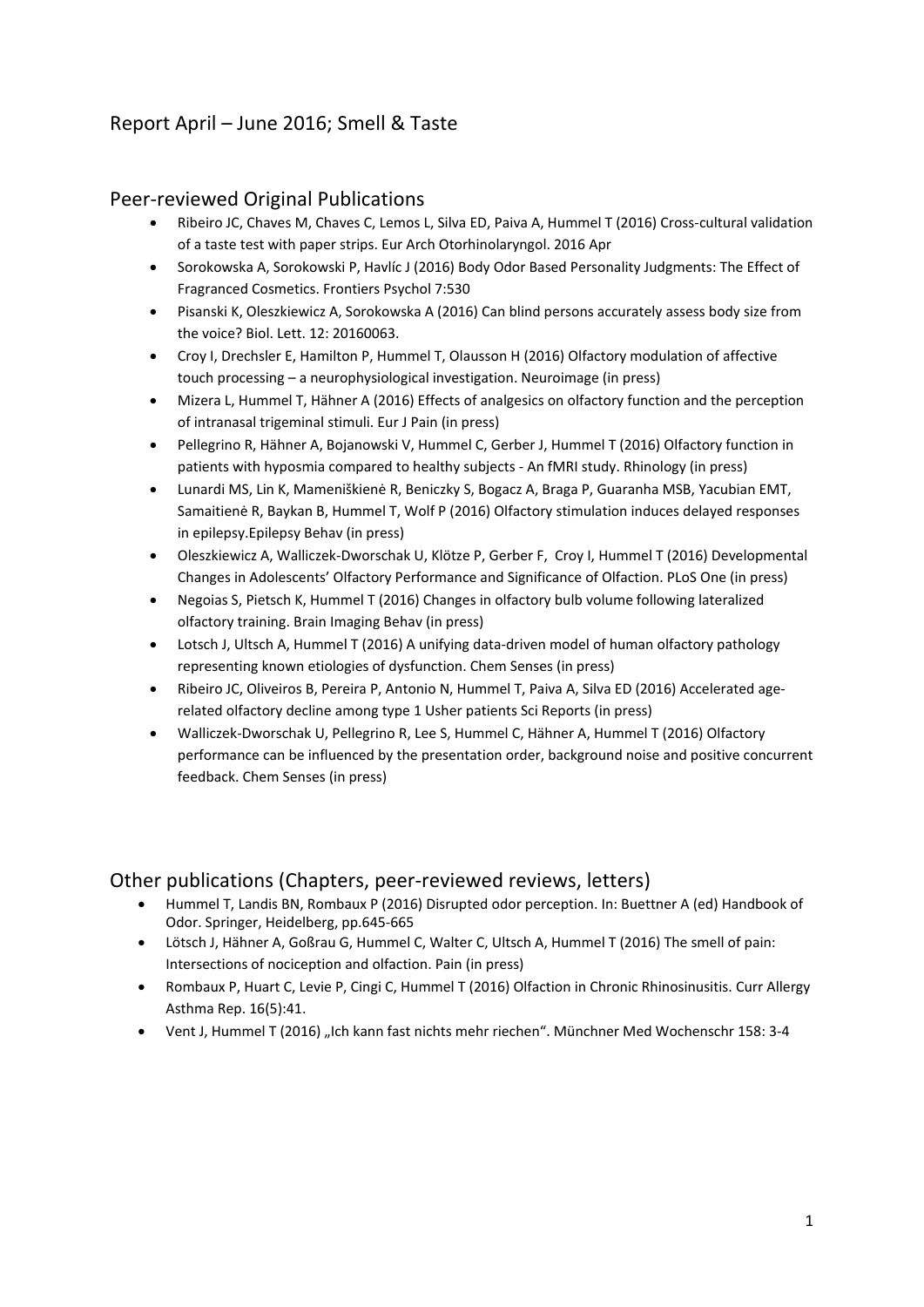# Report April – June 2016; Smell & Taste

## Peer-reviewed Original Publications

- Ribeiro JC, Chaves M, Chaves C, Lemos L, Silva ED, Paiva A, Hummel T (2016) Cross-cultural validation of a taste test with paper strips. Eur Arch Otorhinolaryngol. 2016 Apr
- Sorokowska A, Sorokowski P, Havlíc J (2016) Body Odor Based Personality Judgments: The Effect of Fragranced Cosmetics. Frontiers Psychol 7:530
- Pisanski K, Oleszkiewicz A, Sorokowska A (2016) Can blind persons accurately assess body size from the voice? Biol. Lett. 12: 20160063.
- Croy I, Drechsler E, Hamilton P, Hummel T, Olausson H (2016) Olfactory modulation of affective touch processing – a neurophysiological investigation. Neuroimage (in press)
- Mizera L, Hummel T, Hähner A (2016) Effects of analgesics on olfactory function and the perception of intranasal trigeminal stimuli. Eur J Pain (in press)
- Pellegrino R, Hähner A, Bojanowski V, Hummel C, Gerber J, Hummel T (2016) Olfactory function in patients with hyposmia compared to healthy subjects - An fMRI study. Rhinology (in press)
- Lunardi MS, Lin K, Mameniškienė R, Beniczky S, Bogacz A, Braga P, Guaranha MSB, Yacubian EMT, Samaitienė R, Baykan B, Hummel T, Wolf P (2016) Olfactory stimulation induces delayed responses in epilepsy.Epilepsy Behav (in press)
- Oleszkiewicz A, Walliczek-Dworschak U, Klötze P, Gerber F, Croy I, Hummel T (2016) Developmental Changes in Adolescents' Olfactory Performance and Significance of Olfaction. PLoS One (in press)
- Negoias S, Pietsch K, Hummel T (2016) Changes in olfactory bulb volume following lateralized olfactory training. Brain Imaging Behav (in press)
- Lotsch J, Ultsch A, Hummel T (2016) A unifying data-driven model of human olfactory pathology representing known etiologies of dysfunction. Chem Senses (in press)
- Ribeiro JC, Oliveiros B, Pereira P, Antonio N, Hummel T, Paiva A, Silva ED (2016) Accelerated age-related olfactory decline among type 1 Usher patients Sci Reports (in press)
- Walliczek-Dworschak U, Pellegrino R, Lee S, Hummel C, Hähner A, Hummel T (2016) Olfactory performance can be influenced by the presentation order, background noise and positive concurrent feedback. Chem Senses (in press)

## Other publications (Chapters, peer-reviewed reviews, letters)

- Hummel T, Landis BN, Rombaux P (2016) Disrupted odor perception. In: Buettner A (ed) Handbook of Odor. Springer, Heidelberg, pp.645-665
- Lötsch J, Hähner A, Goßrau G, Hummel C, Walter C, Ultsch A, Hummel T (2016) The smell of pain: Intersections of nociception and olfaction. Pain (in press)
- Rombaux P, Huart C, Levie P, Cingi C, Hummel T (2016) Olfaction in Chronic Rhinosinusitis. Curr Allergy Asthma Rep. 16(5):41.
- Vent J, Hummel T (2016) „Ich kann fast nichts mehr riechen". Münchner Med Wochenschr 158: 3-4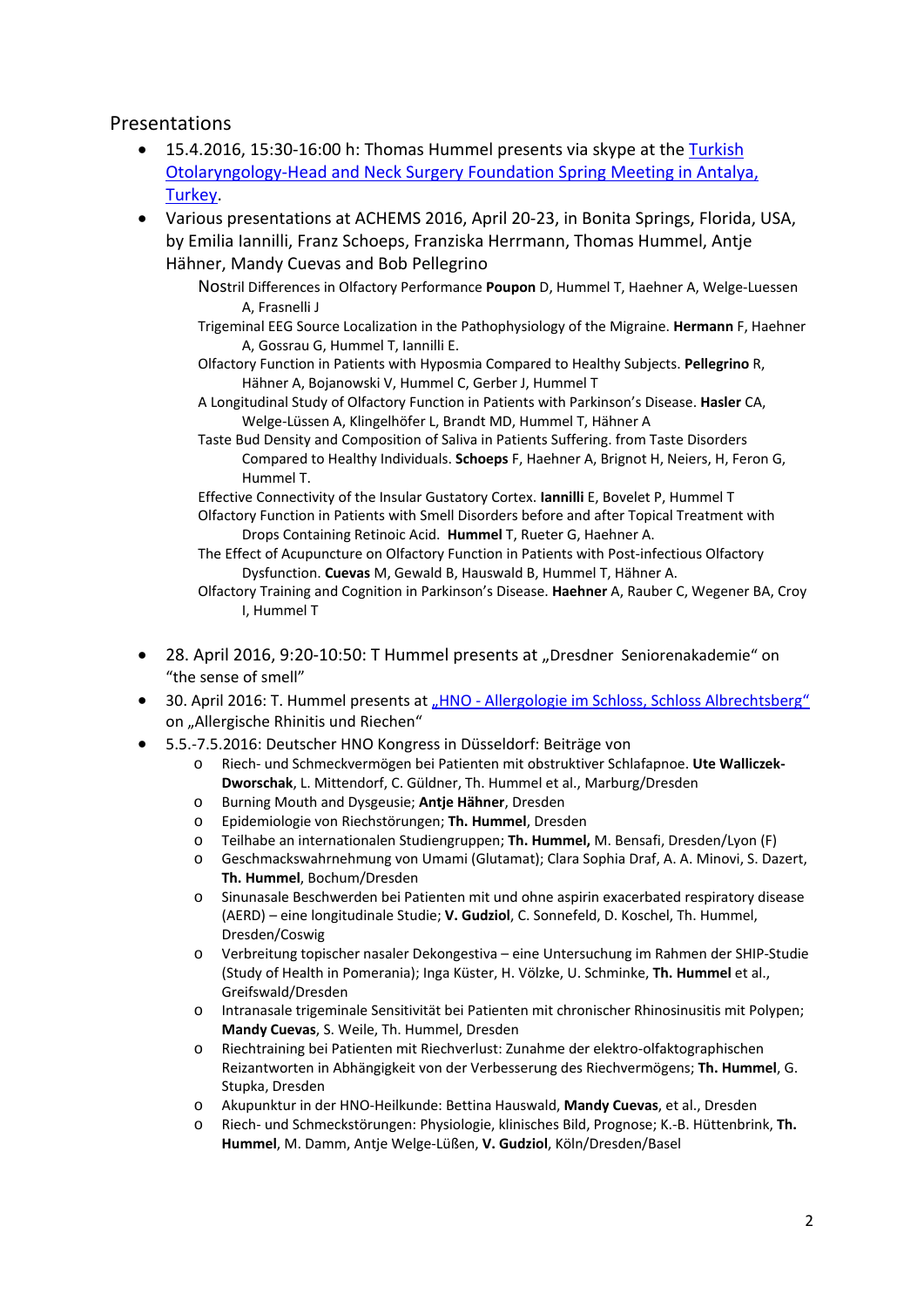## Presentations

- 15.4.2016, 15:30-16:00 h: Thomas Hummel presents via skype at the Turkish Otolaryngology-Head and Neck Surgery Foundation Spring Meeting in Antalya, Turkey.
- Various presentations at ACHEMS 2016, April 20-23, in Bonita Springs, Florida, USA, by Emilia Iannilli, Franz Schoeps, Franziska Herrmann, Thomas Hummel, Antje Hähner, Mandy Cuevas and Bob Pellegrino

  Nostril Differences in Olfactory Performance **Poupon** D, Hummel T, Haehner A, Welge-Luessen A, Frasnelli J

  Trigeminal EEG Source Localization in the Pathophysiology of the Migraine. **Hermann** F, Haehner A, Gossrau G, Hummel T, Iannilli E.

  Olfactory Function in Patients with Hyposmia Compared to Healthy Subjects. **Pellegrino** R, Hähner A, Bojanowski V, Hummel C, Gerber J, Hummel T

  A Longitudinal Study of Olfactory Function in Patients with Parkinson's Disease. **Hasler** CA, Welge-Lüssen A, Klingelhöfer L, Brandt MD, Hummel T, Hähner A

  Taste Bud Density and Composition of Saliva in Patients Suffering. from Taste Disorders Compared to Healthy Individuals. **Schoeps** F, Haehner A, Brignot H, Neiers, H, Feron G, Hummel T.

  Effective Connectivity of the Insular Gustatory Cortex. **Iannilli** E, Bovelet P, Hummel T

  Olfactory Function in Patients with Smell Disorders before and after Topical Treatment with Drops Containing Retinoic Acid. **Hummel** T, Rueter G, Haehner A.

  The Effect of Acupuncture on Olfactory Function in Patients with Post-infectious Olfactory Dysfunction. **Cuevas** M, Gewald B, Hauswald B, Hummel T, Hähner A.

  Olfactory Training and Cognition in Parkinson's Disease. **Haehner** A, Rauber C, Wegener BA, Croy I, Hummel T

- 28. April 2016, 9:20-10:50: T Hummel presents at „Dresdner Seniorenakademie" on "the sense of smell"
- 30. April 2016: T. Hummel presents at „HNO - Allergologie im Schloss, Schloss Albrechtsberg" on „Allergische Rhinitis und Riechen"
- 5.5.-7.5.2016: Deutscher HNO Kongress in Düsseldorf: Beiträge von
  - Riech- und Schmeckvermögen bei Patienten mit obstruktiver Schlafapnoe. **Ute Walliczek-Dworschak**, L. Mittendorf, C. Güldner, Th. Hummel et al., Marburg/Dresden
  - Burning Mouth and Dysgeusie; **Antje Hähner**, Dresden
  - Epidemiologie von Riechstörungen; **Th. Hummel**, Dresden
  - Teilhabe an internationalen Studiengruppen; **Th. Hummel,** M. Bensafi, Dresden/Lyon (F)
  - Geschmackswahrnehmung von Umami (Glutamat); Clara Sophia Draf, A. A. Minovi, S. Dazert, **Th. Hummel**, Bochum/Dresden
  - Sinunasale Beschwerden bei Patienten mit und ohne aspirin exacerbated respiratory disease (AERD) – eine longitudinale Studie; **V. Gudziol**, C. Sonnefeld, D. Koschel, Th. Hummel, Dresden/Coswig
  - Verbreitung topischer nasaler Dekongestiva – eine Untersuchung im Rahmen der SHIP-Studie (Study of Health in Pomerania); Inga Küster, H. Völzke, U. Schminke, **Th. Hummel** et al., Greifswald/Dresden
  - Intranasale trigeminale Sensitivität bei Patienten mit chronischer Rhinosinusitis mit Polypen; **Mandy Cuevas**, S. Weile, Th. Hummel, Dresden
  - Riechtraining bei Patienten mit Riechverlust: Zunahme der elektro-olfaktographischen Reizantworten in Abhängigkeit von der Verbesserung des Riechvermögens; **Th. Hummel**, G. Stupka, Dresden
  - Akupunktur in der HNO-Heilkunde: Bettina Hauswald, **Mandy Cuevas**, et al., Dresden
  - Riech- und Schmeckstörungen: Physiologie, klinisches Bild, Prognose; K.-B. Hüttenbrink, **Th. Hummel**, M. Damm, Antje Welge-Lüßen, **V. Gudziol**, Köln/Dresden/Basel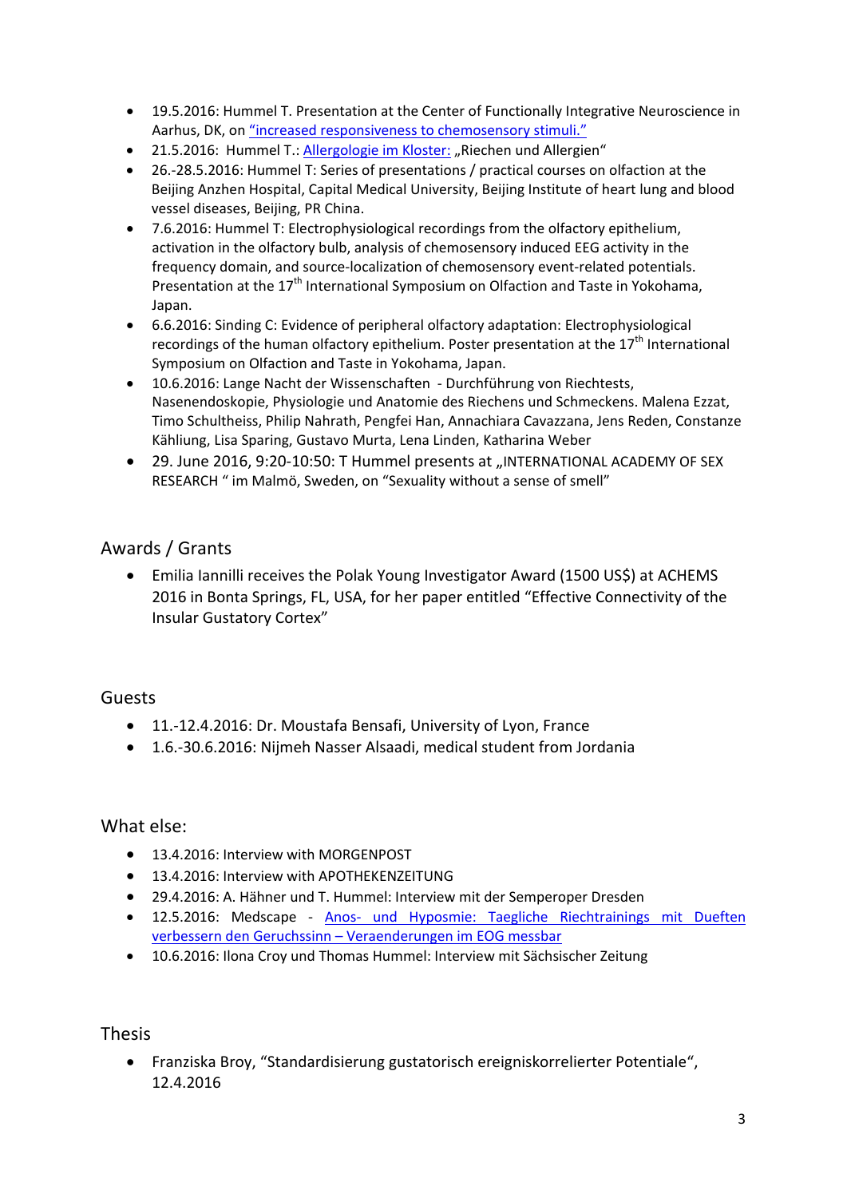- 19.5.2016: Hummel T. Presentation at the Center of Functionally Integrative Neuroscience in Aarhus, DK, on "increased responsiveness to chemosensory stimuli."
- 21.5.2016: Hummel T.: Allergologie im Kloster: „Riechen und Allergien"
- 26.-28.5.2016: Hummel T: Series of presentations / practical courses on olfaction at the Beijing Anzhen Hospital, Capital Medical University, Beijing Institute of heart lung and blood vessel diseases, Beijing, PR China.
- 7.6.2016: Hummel T: Electrophysiological recordings from the olfactory epithelium, activation in the olfactory bulb, analysis of chemosensory induced EEG activity in the frequency domain, and source-localization of chemosensory event-related potentials. Presentation at the 17th International Symposium on Olfaction and Taste in Yokohama, Japan.
- 6.6.2016: Sinding C: Evidence of peripheral olfactory adaptation: Electrophysiological recordings of the human olfactory epithelium. Poster presentation at the 17th International Symposium on Olfaction and Taste in Yokohama, Japan.
- 10.6.2016: Lange Nacht der Wissenschaften - Durchführung von Riechtests, Nasenendoskopie, Physiologie und Anatomie des Riechens und Schmeckens. Malena Ezzat, Timo Schultheiss, Philip Nahrath, Pengfei Han, Annachiara Cavazzana, Jens Reden, Constanze Kähliung, Lisa Sparing, Gustavo Murta, Lena Linden, Katharina Weber
- 29. June 2016, 9:20-10:50: T Hummel presents at „INTERNATIONAL ACADEMY OF SEX RESEARCH " im Malmö, Sweden, on "Sexuality without a sense of smell"

## Awards / Grants

- Emilia Iannilli receives the Polak Young Investigator Award (1500 US$) at ACHEMS 2016 in Bonta Springs, FL, USA, for her paper entitled "Effective Connectivity of the Insular Gustatory Cortex"

## Guests

- 11.-12.4.2016: Dr. Moustafa Bensafi, University of Lyon, France
- 1.6.-30.6.2016: Nijmeh Nasser Alsaadi, medical student from Jordania

## What else:

- 13.4.2016: Interview with MORGENPOST
- 13.4.2016: Interview with APOTHEKENZEITUNG
- 29.4.2016: A. Hähner und T. Hummel: Interview mit der Semperoper Dresden
- 12.5.2016: Medscape - Anos- und Hyposmie: Taegliche Riechtrainings mit Dueften verbessern den Geruchssinn – Veraenderungen im EOG messbar
- 10.6.2016: Ilona Croy und Thomas Hummel: Interview mit Sächsischer Zeitung

## Thesis

- Franziska Broy, "Standardisierung gustatorisch ereigniskorrelierter Potentiale", 12.4.2016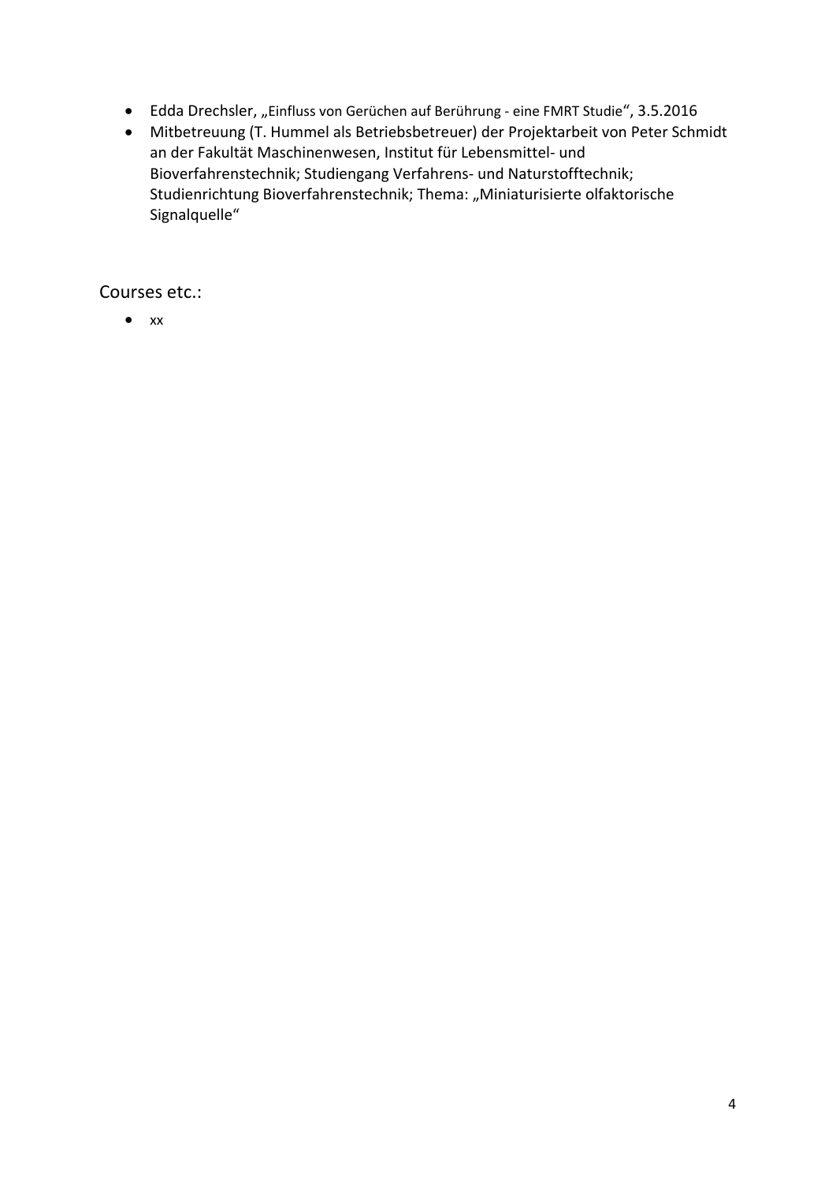- Edda Drechsler, „Einfluss von Gerüchen auf Berührung - eine FMRT Studie“, 3.5.2016
- Mitbetreuung (T. Hummel als Betriebsbetreuer) der Projektarbeit von Peter Schmidt an der Fakultät Maschinenwesen, Institut für Lebensmittel- und Bioverfahrenstechnik; Studiengang Verfahrens- und Naturstofftechnik; Studienrichtung Bioverfahrenstechnik; Thema: „Miniaturisierte olfaktorische Signalquelle“

## Courses etc.:

- xx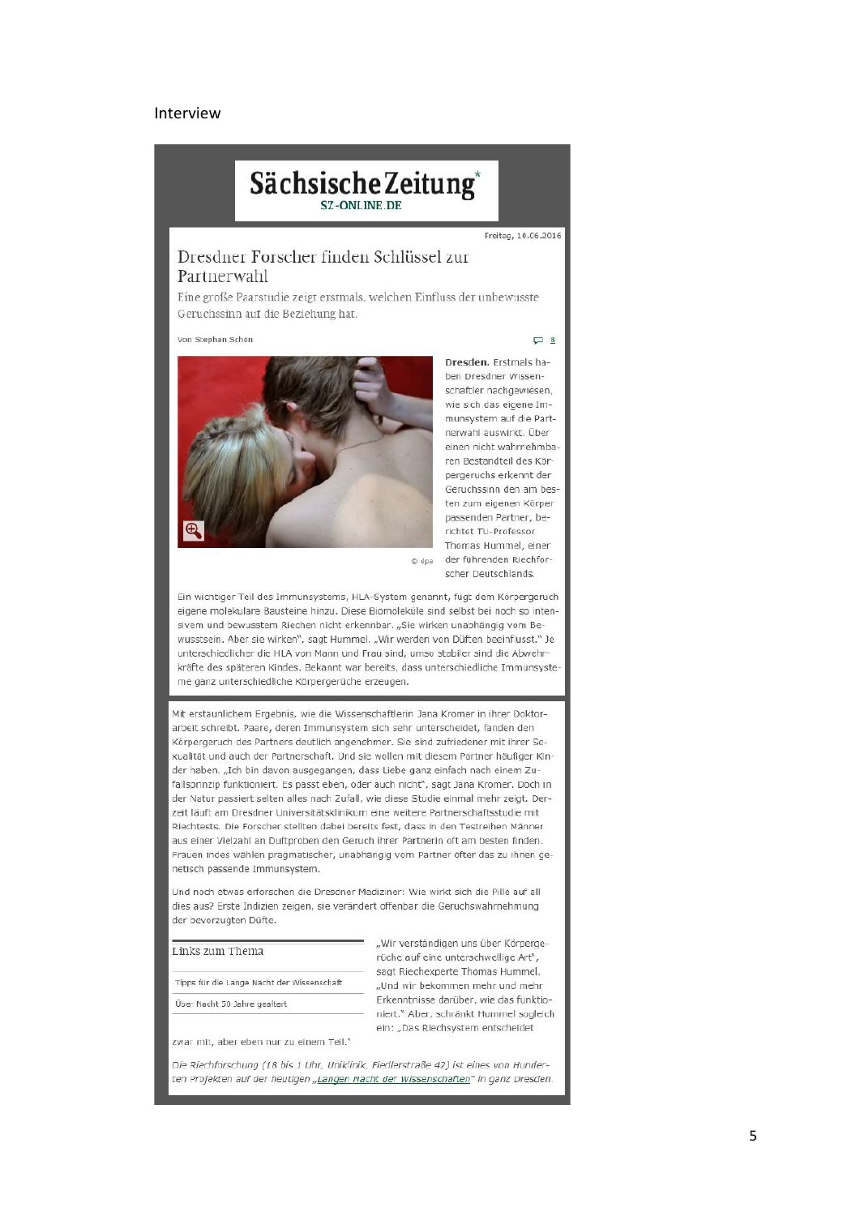Interview

Sächsische Zeitung
SZ-ONLINE.DE

Freitag, 10.06.2016

# Dresdner Forscher finden Schlüssel zur Partnerwahl

Eine große Paarstudie zeigt erstmals, welchen Einfluss der unbewusste Geruchssinn auf die Beziehung hat.

Von Stephan Schön

8

© dpa

**Dresden.** Erstmals haben Dresdner Wissenschaftler nachgewiesen, wie sich das eigene Immunsystem auf die Partnerwahl auswirkt. Über einen nicht wahrnehmbaren Bestandteil des Körpergeruchs erkennt der Geruchssinn den am besten zum eigenen Körper passenden Partner, berichtet TU-Professor Thomas Hummel, einer der führenden Riechforscher Deutschlands.

Ein wichtiger Teil des Immunsystems, HLA-System genannt, fügt dem Körpergeruch eigene molekulare Bausteine hinzu. Diese Biomoleküle sind selbst bei noch so intensivem und bewusstem Riechen nicht erkennbar. „Sie wirken unabhängig vom Bewusstsein. Aber sie wirken", sagt Hummel. „Wir werden von Düften beeinflusst." Je unterschiedlicher die HLA von Mann und Frau sind, umso stabiler sind die Abwehrkräfte des späteren Kindes. Bekannt war bereits, dass unterschiedliche Immunsysteme ganz unterschiedliche Körpergerüche erzeugen.

Mit erstaunlichem Ergebnis, wie die Wissenschaftlerin Jana Kromer in ihrer Doktorarbeit schreibt. Paare, deren Immunsystem sich sehr unterscheidet, fanden den Körpergeruch des Partners deutlich angenehmer. Sie sind zufriedener mit ihrer Sexualität und auch der Partnerschaft. Und sie wollen mit diesem Partner häufiger Kinder haben. „Ich bin davon ausgegangen, dass Liebe ganz einfach nach einem Zufallsprinzip funktioniert. Es passt eben, oder auch nicht", sagt Jana Kromer. Doch in der Natur passiert selten alles nach Zufall, wie diese Studie einmal mehr zeigt. Derzeit läuft am Dresdner Universitätsklinikum eine weitere Partnerschaftsstudie mit Riechtests. Die Forscher stellten dabei bereits fest, dass in den Testreihen Männer aus einer Vielzahl an Duftproben den Geruch ihrer Partnerin oft am besten finden. Frauen indes wählen pragmatischer, unabhängig vom Partner öfter das zu ihnen genetisch passende Immunsystem.

Und noch etwas erforschen die Dresdner Mediziner: Wie wirkt sich die Pille auf all dies aus? Erste Indizien zeigen, sie verändert offenbar die Geruchswahrnehmung der bevorzugten Düfte.

„Wir verständigen uns über Körpergerüche auf eine unterschwellige Art", sagt Riechexperte Thomas Hummel. „Und wir bekommen mehr und mehr Erkenntnisse darüber, wie das funktioniert." Aber, schränkt Hummel sogleich ein: „Das Riechsystem entscheidet zwar mit, aber eben nur zu einem Teil."

Links zum Thema

- Tipps für die Lange Nacht der Wissenschaft
- Über Nacht 50 Jahre gealtert

*Die Riechforschung (18 bis 1 Uhr, Uniklinik, Fiedlerstraße 42) ist eines von Hunderten Projekten auf der heutigen „Langen Nacht der Wissenschaften" in ganz Dresden.*